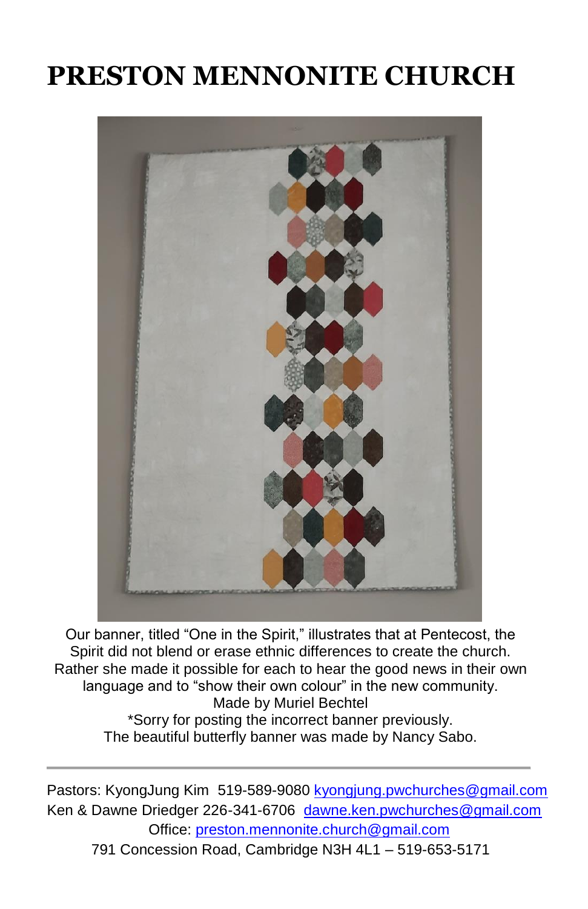# PRESTON MENNONITE CHURCH

Our banner, titled "One in the Spirit," illustrates that at Pentecost, the Spirit did not blend or erase ethnic differences to create the church. Rather she made it possible for each to hear the good news in their own language and to "show their own colour" in the new community.
Made by Muriel Bechtel
*Sorry for posting the incorrect banner previously.
The beautiful butterfly banner was made by Nancy Sabo.

---

Pastors: KyongJung Kim 519-589-9080 kyongjung.pwchurches@gmail.com
Ken & Dawne Driedger 226-341-6706 dawne.ken.pwchurches@gmail.com
Office: preston.mennonite.church@gmail.com
791 Concession Road, Cambridge N3H 4L1 – 519-653-5171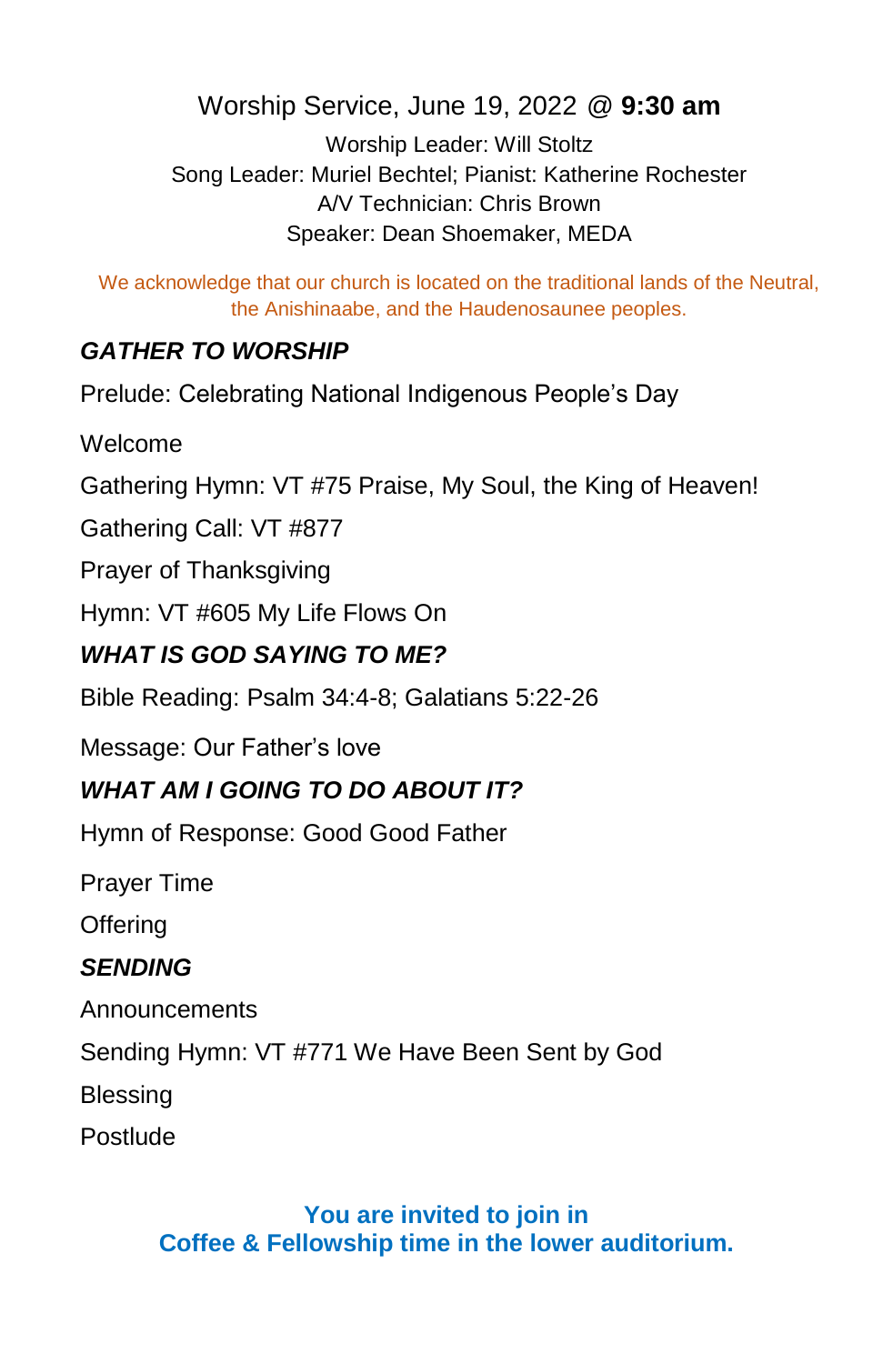Worship Service, June 19, 2022 @ **9:30 am**

Worship Leader: Will Stoltz
Song Leader: Muriel Bechtel; Pianist: Katherine Rochester
A/V Technician: Chris Brown
Speaker: Dean Shoemaker, MEDA

We acknowledge that our church is located on the traditional lands of the Neutral, the Anishinaabe, and the Haudenosaunee peoples.

***GATHER TO WORSHIP***

Prelude: Celebrating National Indigenous People's Day

Welcome

Gathering Hymn: VT #75 Praise, My Soul, the King of Heaven!

Gathering Call: VT #877

Prayer of Thanksgiving

Hymn: VT #605 My Life Flows On

***WHAT IS GOD SAYING TO ME?***

Bible Reading: Psalm 34:4-8; Galatians 5:22-26

Message: Our Father's love

***WHAT AM I GOING TO DO ABOUT IT?***

Hymn of Response: Good Good Father

Prayer Time

Offering

***SENDING***

Announcements

Sending Hymn: VT #771 We Have Been Sent by God

Blessing

Postlude

**You are invited to join in**
**Coffee & Fellowship time in the lower auditorium.**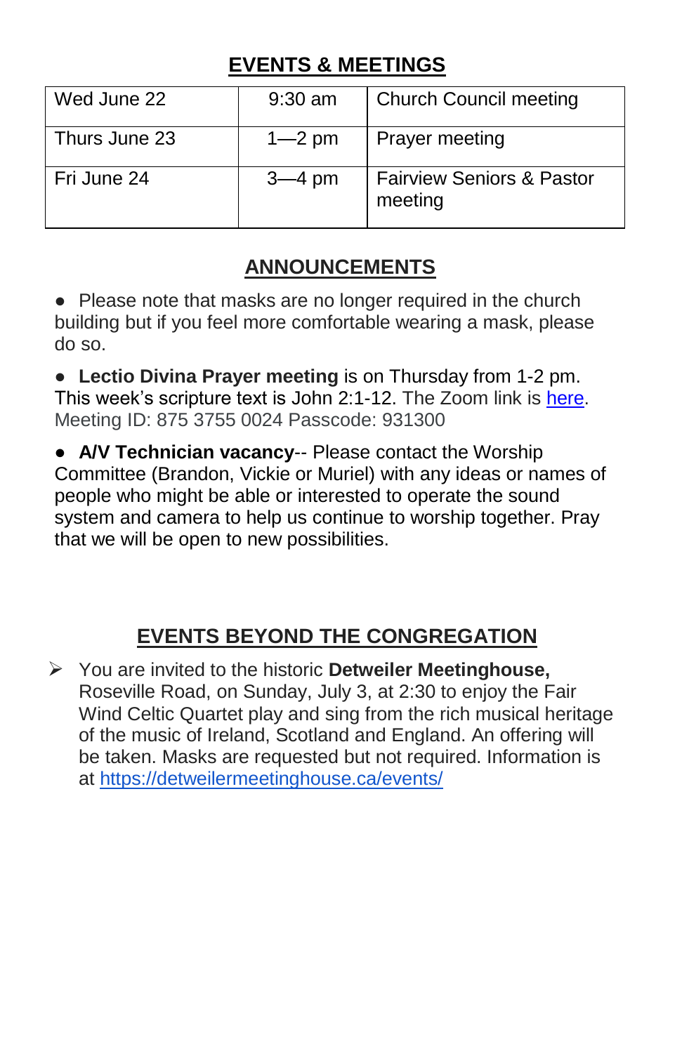## EVENTS & MEETINGS

| | | |
|---|---|---|
| Wed June 22 | 9:30 am | Church Council meeting |
| Thurs June 23 | 1—2 pm | Prayer meeting |
| Fri June 24 | 3—4 pm | Fairview Seniors & Pastor meeting |

## ANNOUNCEMENTS

- Please note that masks are no longer required in the church building but if you feel more comfortable wearing a mask, please do so.

- **Lectio Divina Prayer meeting** is on Thursday from 1-2 pm. This week's scripture text is John 2:1-12. The Zoom link is [here](). Meeting ID: 875 3755 0024 Passcode: 931300

- **A/V Technician vacancy**-- Please contact the Worship Committee (Brandon, Vickie or Muriel) with any ideas or names of people who might be able or interested to operate the sound system and camera to help us continue to worship together. Pray that we will be open to new possibilities.

## EVENTS BEYOND THE CONGREGATION

- You are invited to the historic **Detweiler Meetinghouse,** Roseville Road, on Sunday, July 3, at 2:30 to enjoy the Fair Wind Celtic Quartet play and sing from the rich musical heritage of the music of Ireland, Scotland and England. An offering will be taken. Masks are requested but not required. Information is at https://detweilermeetinghouse.ca/events/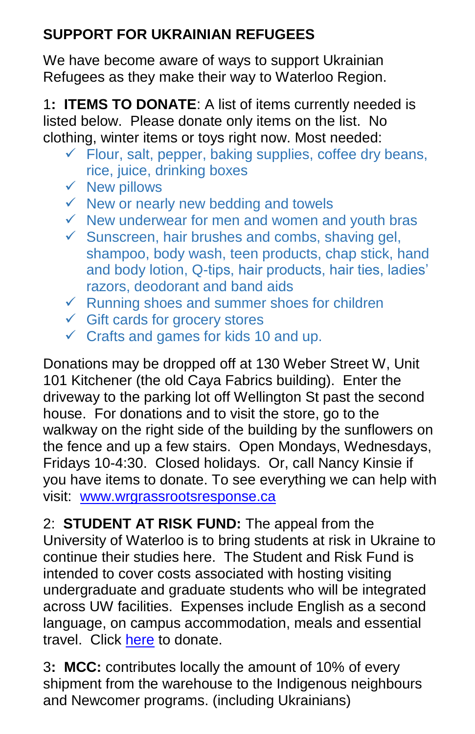## SUPPORT FOR UKRAINIAN REFUGEES

We have become aware of ways to support Ukrainian Refugees as they make their way to Waterloo Region.

1**: ITEMS TO DONATE**: A list of items currently needed is listed below. Please donate only items on the list. No clothing, winter items or toys right now. Most needed:

- ✓ Flour, salt, pepper, baking supplies, coffee dry beans, rice, juice, drinking boxes
- ✓ New pillows
- ✓ New or nearly new bedding and towels
- ✓ New underwear for men and women and youth bras
- ✓ Sunscreen, hair brushes and combs, shaving gel, shampoo, body wash, teen products, chap stick, hand and body lotion, Q-tips, hair products, hair ties, ladies' razors, deodorant and band aids
- ✓ Running shoes and summer shoes for children
- ✓ Gift cards for grocery stores
- ✓ Crafts and games for kids 10 and up.

Donations may be dropped off at 130 Weber Street W, Unit 101 Kitchener (the old Caya Fabrics building). Enter the driveway to the parking lot off Wellington St past the second house. For donations and to visit the store, go to the walkway on the right side of the building by the sunflowers on the fence and up a few stairs. Open Mondays, Wednesdays, Fridays 10-4:30. Closed holidays. Or, call Nancy Kinsie if you have items to donate. To see everything we can help with visit: [www.wrgrassrootsresponse.ca](http://www.wrgrassrootsresponse.ca)

2: **STUDENT AT RISK FUND:** The appeal from the University of Waterloo is to bring students at risk in Ukraine to continue their studies here. The Student and Risk Fund is intended to cover costs associated with hosting visiting undergraduate and graduate students who will be integrated across UW facilities. Expenses include English as a second language, on campus accommodation, meals and essential travel. Click here to donate.

3**: MCC:** contributes locally the amount of 10% of every shipment from the warehouse to the Indigenous neighbours and Newcomer programs. (including Ukrainians)